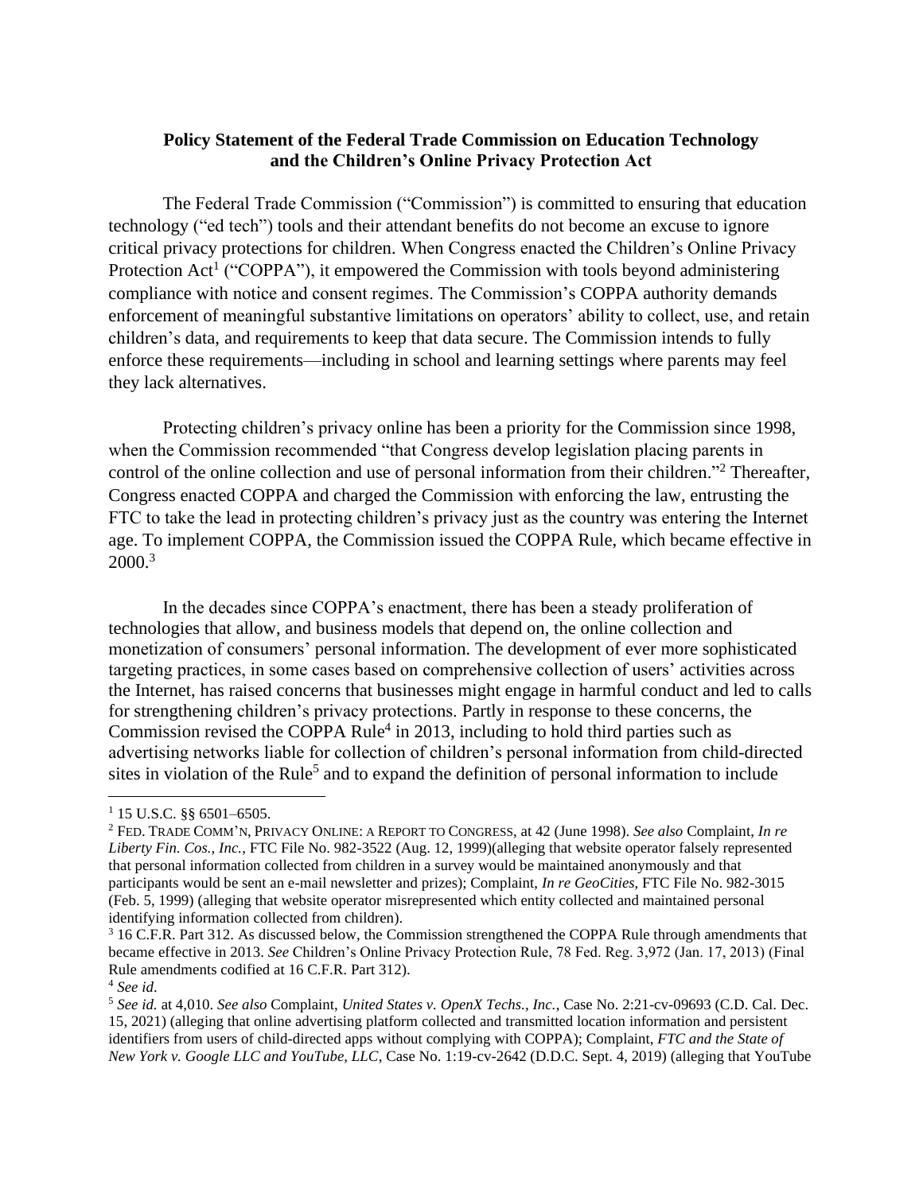**Policy Statement of the Federal Trade Commission on Education Technology and the Children's Online Privacy Protection Act**

The Federal Trade Commission ("Commission") is committed to ensuring that education technology ("ed tech") tools and their attendant benefits do not become an excuse to ignore critical privacy protections for children. When Congress enacted the Children's Online Privacy Protection Act[1] ("COPPA"), it empowered the Commission with tools beyond administering compliance with notice and consent regimes. The Commission's COPPA authority demands enforcement of meaningful substantive limitations on operators' ability to collect, use, and retain children's data, and requirements to keep that data secure. The Commission intends to fully enforce these requirements—including in school and learning settings where parents may feel they lack alternatives.

Protecting children's privacy online has been a priority for the Commission since 1998, when the Commission recommended "that Congress develop legislation placing parents in control of the online collection and use of personal information from their children."[2] Thereafter, Congress enacted COPPA and charged the Commission with enforcing the law, entrusting the FTC to take the lead in protecting children's privacy just as the country was entering the Internet age. To implement COPPA, the Commission issued the COPPA Rule, which became effective in 2000.[3]

In the decades since COPPA's enactment, there has been a steady proliferation of technologies that allow, and business models that depend on, the online collection and monetization of consumers' personal information. The development of ever more sophisticated targeting practices, in some cases based on comprehensive collection of users' activities across the Internet, has raised concerns that businesses might engage in harmful conduct and led to calls for strengthening children's privacy protections. Partly in response to these concerns, the Commission revised the COPPA Rule[4] in 2013, including to hold third parties such as advertising networks liable for collection of children's personal information from child-directed sites in violation of the Rule[5] and to expand the definition of personal information to include

---

[1] 15 U.S.C. §§ 6501–6505.

[2] FED. TRADE COMM'N, PRIVACY ONLINE: A REPORT TO CONGRESS, at 42 (June 1998). *See also* Complaint, *In re Liberty Fin. Cos., Inc.*, FTC File No. 982-3522 (Aug. 12, 1999)(alleging that website operator falsely represented that personal information collected from children in a survey would be maintained anonymously and that participants would be sent an e-mail newsletter and prizes); Complaint, *In re GeoCities*, FTC File No. 982-3015 (Feb. 5, 1999) (alleging that website operator misrepresented which entity collected and maintained personal identifying information collected from children).

[3] 16 C.F.R. Part 312. As discussed below, the Commission strengthened the COPPA Rule through amendments that became effective in 2013. *See* Children's Online Privacy Protection Rule, 78 Fed. Reg. 3,972 (Jan. 17, 2013) (Final Rule amendments codified at 16 C.F.R. Part 312).

[4] *See id*.

[5] *See id.* at 4,010. *See also* Complaint, *United States v. OpenX Techs., Inc.*, Case No. 2:21-cv-09693 (C.D. Cal. Dec. 15, 2021) (alleging that online advertising platform collected and transmitted location information and persistent identifiers from users of child-directed apps without complying with COPPA); Complaint, *FTC and the State of New York v. Google LLC and YouTube, LLC*, Case No. 1:19-cv-2642 (D.D.C. Sept. 4, 2019) (alleging that YouTube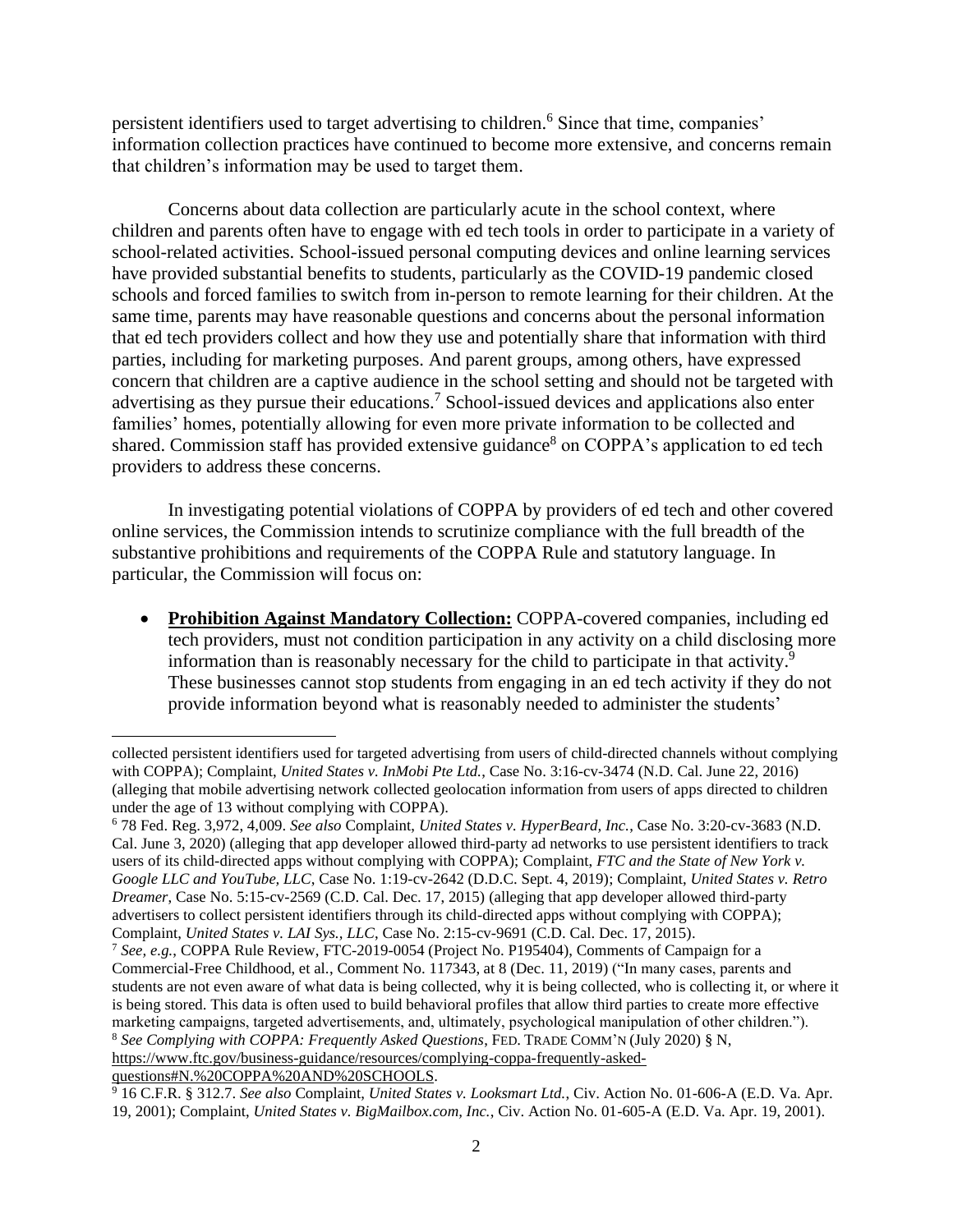persistent identifiers used to target advertising to children.[6] Since that time, companies' information collection practices have continued to become more extensive, and concerns remain that children's information may be used to target them.

Concerns about data collection are particularly acute in the school context, where children and parents often have to engage with ed tech tools in order to participate in a variety of school-related activities. School-issued personal computing devices and online learning services have provided substantial benefits to students, particularly as the COVID-19 pandemic closed schools and forced families to switch from in-person to remote learning for their children. At the same time, parents may have reasonable questions and concerns about the personal information that ed tech providers collect and how they use and potentially share that information with third parties, including for marketing purposes. And parent groups, among others, have expressed concern that children are a captive audience in the school setting and should not be targeted with advertising as they pursue their educations.[7] School-issued devices and applications also enter families' homes, potentially allowing for even more private information to be collected and shared. Commission staff has provided extensive guidance[8] on COPPA's application to ed tech providers to address these concerns.

In investigating potential violations of COPPA by providers of ed tech and other covered online services, the Commission intends to scrutinize compliance with the full breadth of the substantive prohibitions and requirements of the COPPA Rule and statutory language. In particular, the Commission will focus on:

- **Prohibition Against Mandatory Collection:** COPPA-covered companies, including ed tech providers, must not condition participation in any activity on a child disclosing more information than is reasonably necessary for the child to participate in that activity.[9] These businesses cannot stop students from engaging in an ed tech activity if they do not provide information beyond what is reasonably needed to administer the students'

---

collected persistent identifiers used for targeted advertising from users of child-directed channels without complying with COPPA); Complaint, *United States v. InMobi Pte Ltd.*, Case No. 3:16-cv-3474 (N.D. Cal. June 22, 2016) (alleging that mobile advertising network collected geolocation information from users of apps directed to children under the age of 13 without complying with COPPA).

[6] 78 Fed. Reg. 3,972, 4,009. *See also* Complaint, *United States v. HyperBeard, Inc.*, Case No. 3:20-cv-3683 (N.D. Cal. June 3, 2020) (alleging that app developer allowed third-party ad networks to use persistent identifiers to track users of its child-directed apps without complying with COPPA); Complaint, *FTC and the State of New York v. Google LLC and YouTube, LLC*, Case No. 1:19-cv-2642 (D.D.C. Sept. 4, 2019); Complaint, *United States v. Retro Dreamer*, Case No. 5:15-cv-2569 (C.D. Cal. Dec. 17, 2015) (alleging that app developer allowed third-party advertisers to collect persistent identifiers through its child-directed apps without complying with COPPA); Complaint, *United States v. LAI Sys., LLC*, Case No. 2:15-cv-9691 (C.D. Cal. Dec. 17, 2015).

[7] *See, e.g.*, COPPA Rule Review, FTC-2019-0054 (Project No. P195404), Comments of Campaign for a Commercial-Free Childhood, et al., Comment No. 117343, at 8 (Dec. 11, 2019) ("In many cases, parents and students are not even aware of what data is being collected, why it is being collected, who is collecting it, or where it is being stored. This data is often used to build behavioral profiles that allow third parties to create more effective marketing campaigns, targeted advertisements, and, ultimately, psychological manipulation of other children.").

[8] *See Complying with COPPA: Frequently Asked Questions*, FED. TRADE COMM'N (July 2020) § N, https://www.ftc.gov/business-guidance/resources/complying-coppa-frequently-asked-questions#N.%20COPPA%20AND%20SCHOOLS.

[9] 16 C.F.R. § 312.7. *See also* Complaint, *United States v. Looksmart Ltd.*, Civ. Action No. 01-606-A (E.D. Va. Apr. 19, 2001); Complaint, *United States v. BigMailbox.com, Inc.*, Civ. Action No. 01-605-A (E.D. Va. Apr. 19, 2001).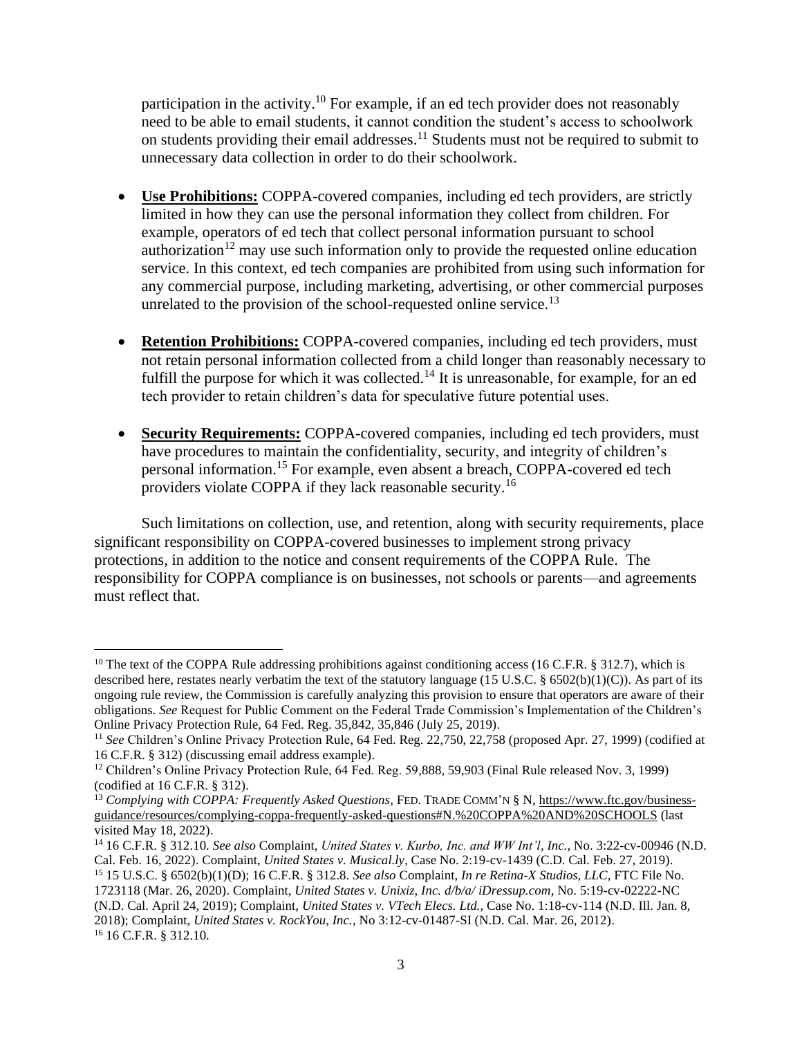participation in the activity.[10] For example, if an ed tech provider does not reasonably need to be able to email students, it cannot condition the student's access to schoolwork on students providing their email addresses.[11] Students must not be required to submit to unnecessary data collection in order to do their schoolwork.

- **Use Prohibitions:** COPPA-covered companies, including ed tech providers, are strictly limited in how they can use the personal information they collect from children. For example, operators of ed tech that collect personal information pursuant to school authorization[12] may use such information only to provide the requested online education service. In this context, ed tech companies are prohibited from using such information for any commercial purpose, including marketing, advertising, or other commercial purposes unrelated to the provision of the school-requested online service.[13]

- **Retention Prohibitions:** COPPA-covered companies, including ed tech providers, must not retain personal information collected from a child longer than reasonably necessary to fulfill the purpose for which it was collected.[14] It is unreasonable, for example, for an ed tech provider to retain children's data for speculative future potential uses.

- **Security Requirements:** COPPA-covered companies, including ed tech providers, must have procedures to maintain the confidentiality, security, and integrity of children's personal information.[15] For example, even absent a breach, COPPA-covered ed tech providers violate COPPA if they lack reasonable security.[16]

Such limitations on collection, use, and retention, along with security requirements, place significant responsibility on COPPA-covered businesses to implement strong privacy protections, in addition to the notice and consent requirements of the COPPA Rule. The responsibility for COPPA compliance is on businesses, not schools or parents—and agreements must reflect that.

---

[10] The text of the COPPA Rule addressing prohibitions against conditioning access (16 C.F.R. § 312.7), which is described here, restates nearly verbatim the text of the statutory language (15 U.S.C. § 6502(b)(1)(C)). As part of its ongoing rule review, the Commission is carefully analyzing this provision to ensure that operators are aware of their obligations. *See* Request for Public Comment on the Federal Trade Commission's Implementation of the Children's Online Privacy Protection Rule, 64 Fed. Reg. 35,842, 35,846 (July 25, 2019).

[11] *See* Children's Online Privacy Protection Rule, 64 Fed. Reg. 22,750, 22,758 (proposed Apr. 27, 1999) (codified at 16 C.F.R. § 312) (discussing email address example).

[12] Children's Online Privacy Protection Rule, 64 Fed. Reg. 59,888, 59,903 (Final Rule released Nov. 3, 1999) (codified at 16 C.F.R. § 312).

[13] *Complying with COPPA: Frequently Asked Questions*, FED. TRADE COMM'N § N, https://www.ftc.gov/business-guidance/resources/complying-coppa-frequently-asked-questions#N.%20COPPA%20AND%20SCHOOLS (last visited May 18, 2022).

[14] 16 C.F.R. § 312.10. *See also* Complaint, *United States v. Kurbo, Inc. and WW Int'l, Inc.*, No. 3:22-cv-00946 (N.D. Cal. Feb. 16, 2022). Complaint, *United States v. Musical.ly*, Case No. 2:19-cv-1439 (C.D. Cal. Feb. 27, 2019).

[15] 15 U.S.C. § 6502(b)(1)(D); 16 C.F.R. § 312.8. *See also* Complaint, *In re Retina-X Studios, LLC*, FTC File No. 1723118 (Mar. 26, 2020). Complaint, *United States v. Unixiz, Inc. d/b/a/ iDressup.com*, No. 5:19-cv-02222-NC (N.D. Cal. April 24, 2019); Complaint, *United States v. VTech Elecs. Ltd.*, Case No. 1:18-cv-114 (N.D. Ill. Jan. 8, 2018); Complaint, *United States v. RockYou, Inc.*, No 3:12-cv-01487-SI (N.D. Cal. Mar. 26, 2012).

[16] 16 C.F.R. § 312.10.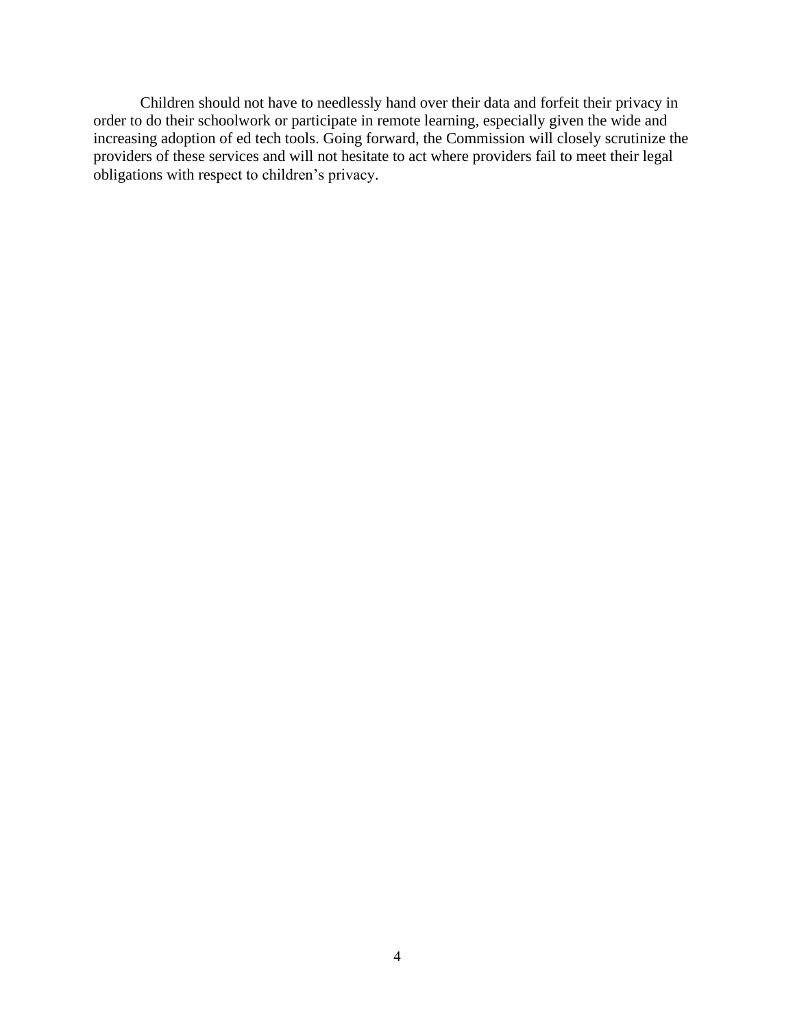Children should not have to needlessly hand over their data and forfeit their privacy in order to do their schoolwork or participate in remote learning, especially given the wide and increasing adoption of ed tech tools. Going forward, the Commission will closely scrutinize the providers of these services and will not hesitate to act where providers fail to meet their legal obligations with respect to children's privacy.